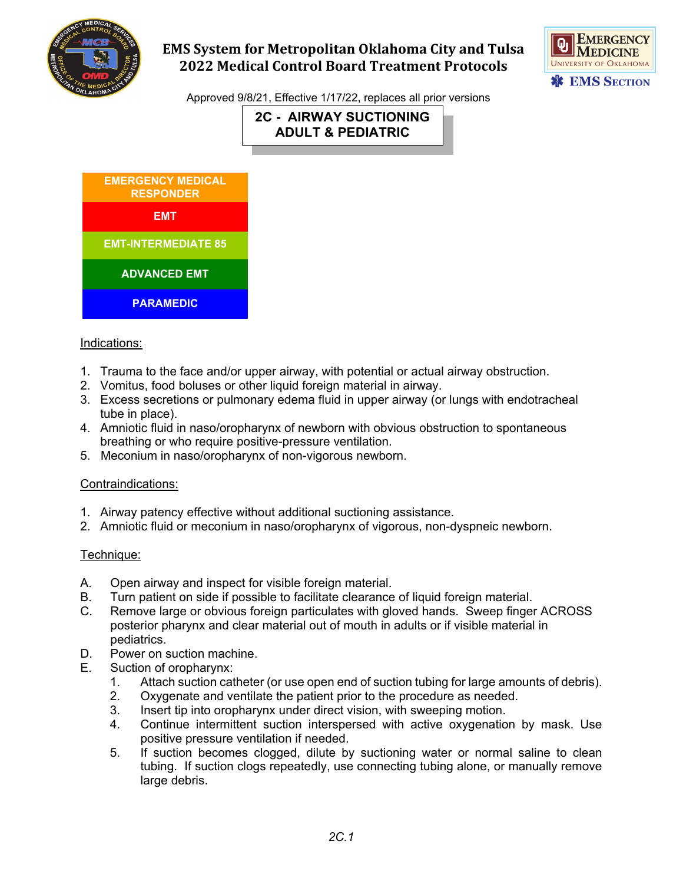# EMS System for Metropolitan Oklahoma City and Tulsa
# 2022 Medical Control Board Treatment Protocols

Approved 9/8/21, Effective 1/17/22, replaces all prior versions

## 2C - AIRWAY SUCTIONING ADULT & PEDIATRIC

- EMERGENCY MEDICAL RESPONDER
- EMT
- EMT-INTERMEDIATE 85
- ADVANCED EMT
- PARAMEDIC

### Indications:

1. Trauma to the face and/or upper airway, with potential or actual airway obstruction.
2. Vomitus, food boluses or other liquid foreign material in airway.
3. Excess secretions or pulmonary edema fluid in upper airway (or lungs with endotracheal tube in place).
4. Amniotic fluid in naso/oropharynx of newborn with obvious obstruction to spontaneous breathing or who require positive-pressure ventilation.
5. Meconium in naso/oropharynx of non-vigorous newborn.

### Contraindications:

1. Airway patency effective without additional suctioning assistance.
2. Amniotic fluid or meconium in naso/oropharynx of vigorous, non-dyspneic newborn.

### Technique:

A. Open airway and inspect for visible foreign material.

B. Turn patient on side if possible to facilitate clearance of liquid foreign material.

C. Remove large or obvious foreign particulates with gloved hands. Sweep finger ACROSS posterior pharynx and clear material out of mouth in adults or if visible material in pediatrics.

D. Power on suction machine.

E. Suction of oropharynx:
   1. Attach suction catheter (or use open end of suction tubing for large amounts of debris).
   2. Oxygenate and ventilate the patient prior to the procedure as needed.
   3. Insert tip into oropharynx under direct vision, with sweeping motion.
   4. Continue intermittent suction interspersed with active oxygenation by mask. Use positive pressure ventilation if needed.
   5. If suction becomes clogged, dilute by suctioning water or normal saline to clean tubing. If suction clogs repeatedly, use connecting tubing alone, or manually remove large debris.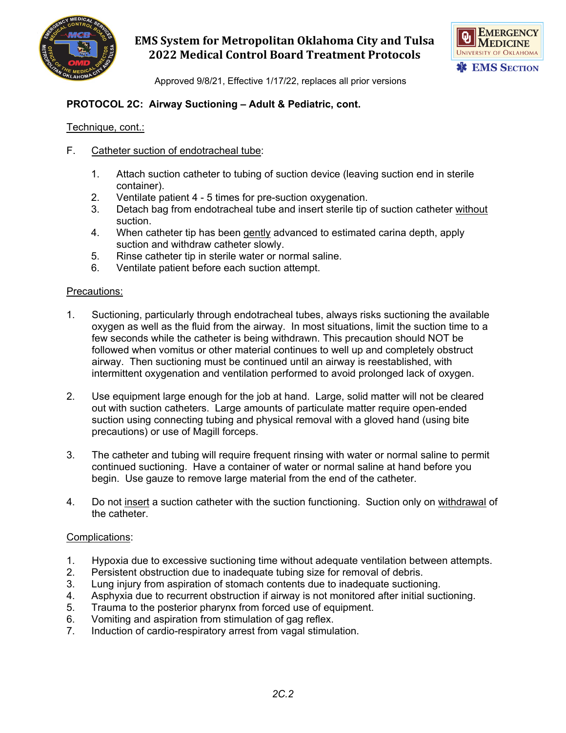## PROTOCOL 2C: Airway Suctioning – Adult & Pediatric, cont.

Technique, cont.:

F. Catheter suction of endotracheal tube:

1. Attach suction catheter to tubing of suction device (leaving suction end in sterile container).
2. Ventilate patient 4 - 5 times for pre-suction oxygenation.
3. Detach bag from endotracheal tube and insert sterile tip of suction catheter without suction.
4. When catheter tip has been gently advanced to estimated carina depth, apply suction and withdraw catheter slowly.
5. Rinse catheter tip in sterile water or normal saline.
6. Ventilate patient before each suction attempt.

Precautions:

1. Suctioning, particularly through endotracheal tubes, always risks suctioning the available oxygen as well as the fluid from the airway. In most situations, limit the suction time to a few seconds while the catheter is being withdrawn. This precaution should NOT be followed when vomitus or other material continues to well up and completely obstruct airway. Then suctioning must be continued until an airway is reestablished, with intermittent oxygenation and ventilation performed to avoid prolonged lack of oxygen.

2. Use equipment large enough for the job at hand. Large, solid matter will not be cleared out with suction catheters. Large amounts of particulate matter require open-ended suction using connecting tubing and physical removal with a gloved hand (using bite precautions) or use of Magill forceps.

3. The catheter and tubing will require frequent rinsing with water or normal saline to permit continued suctioning. Have a container of water or normal saline at hand before you begin. Use gauze to remove large material from the end of the catheter.

4. Do not insert a suction catheter with the suction functioning. Suction only on withdrawal of the catheter.

Complications:

1. Hypoxia due to excessive suctioning time without adequate ventilation between attempts.
2. Persistent obstruction due to inadequate tubing size for removal of debris.
3. Lung injury from aspiration of stomach contents due to inadequate suctioning.
4. Asphyxia due to recurrent obstruction if airway is not monitored after initial suctioning.
5. Trauma to the posterior pharynx from forced use of equipment.
6. Vomiting and aspiration from stimulation of gag reflex.
7. Induction of cardio-respiratory arrest from vagal stimulation.